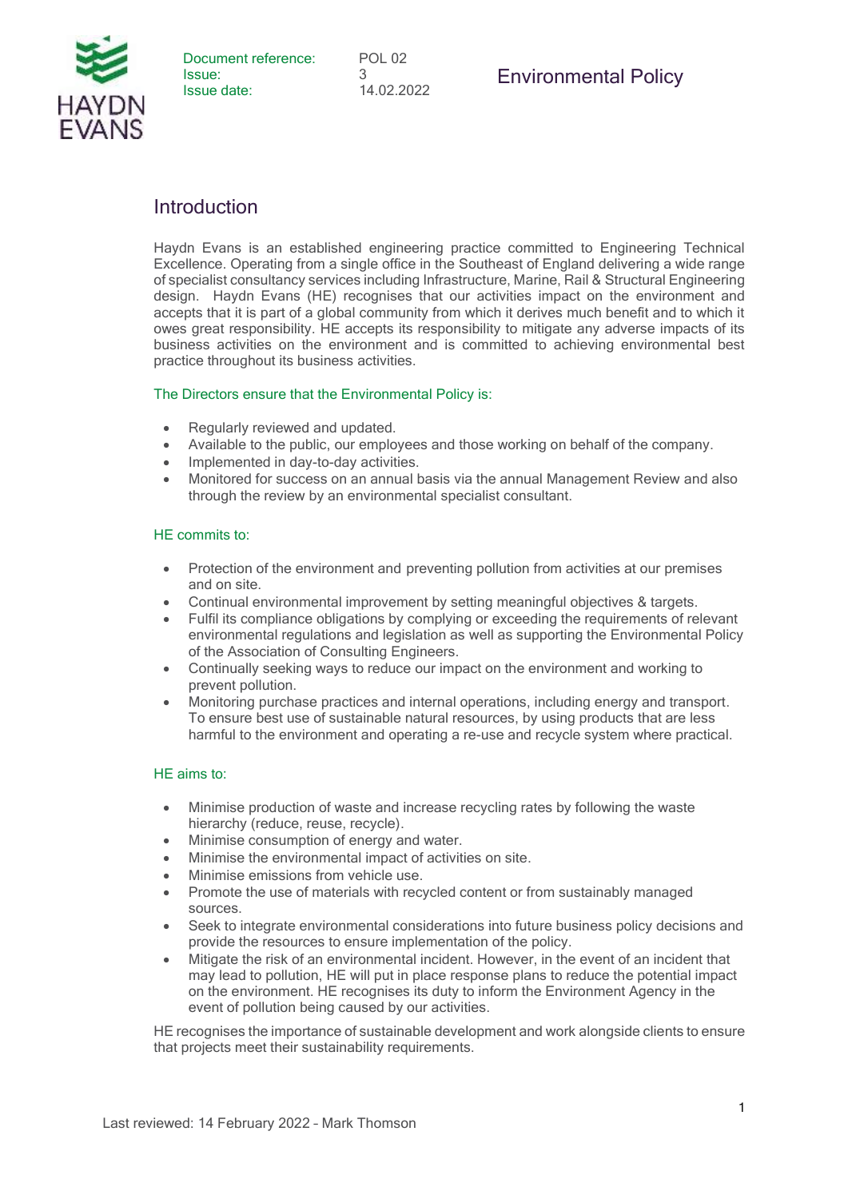| Document reference: | POL 02 |
| --- | --- |
| Issue: | 3 |
| Issue date: | 14.02.2022 |

# Environmental Policy

## Introduction

Haydn Evans is an established engineering practice committed to Engineering Technical Excellence. Operating from a single office in the Southeast of England delivering a wide range of specialist consultancy services including Infrastructure, Marine, Rail & Structural Engineering design. Haydn Evans (HE) recognises that our activities impact on the environment and accepts that it is part of a global community from which it derives much benefit and to which it owes great responsibility. HE accepts its responsibility to mitigate any adverse impacts of its business activities on the environment and is committed to achieving environmental best practice throughout its business activities.

### The Directors ensure that the Environmental Policy is:

- Regularly reviewed and updated.
- Available to the public, our employees and those working on behalf of the company.
- Implemented in day-to-day activities.
- Monitored for success on an annual basis via the annual Management Review and also through the review by an environmental specialist consultant.

### HE commits to:

- Protection of the environment and preventing pollution from activities at our premises and on site.
- Continual environmental improvement by setting meaningful objectives & targets.
- Fulfil its compliance obligations by complying or exceeding the requirements of relevant environmental regulations and legislation as well as supporting the Environmental Policy of the Association of Consulting Engineers.
- Continually seeking ways to reduce our impact on the environment and working to prevent pollution.
- Monitoring purchase practices and internal operations, including energy and transport. To ensure best use of sustainable natural resources, by using products that are less harmful to the environment and operating a re-use and recycle system where practical.

### HE aims to:

- Minimise production of waste and increase recycling rates by following the waste hierarchy (reduce, reuse, recycle).
- Minimise consumption of energy and water.
- Minimise the environmental impact of activities on site.
- Minimise emissions from vehicle use.
- Promote the use of materials with recycled content or from sustainably managed sources.
- Seek to integrate environmental considerations into future business policy decisions and provide the resources to ensure implementation of the policy.
- Mitigate the risk of an environmental incident. However, in the event of an incident that may lead to pollution, HE will put in place response plans to reduce the potential impact on the environment. HE recognises its duty to inform the Environment Agency in the event of pollution being caused by our activities.

HE recognises the importance of sustainable development and work alongside clients to ensure that projects meet their sustainability requirements.

Last reviewed: 14 February 2022 – Mark Thomson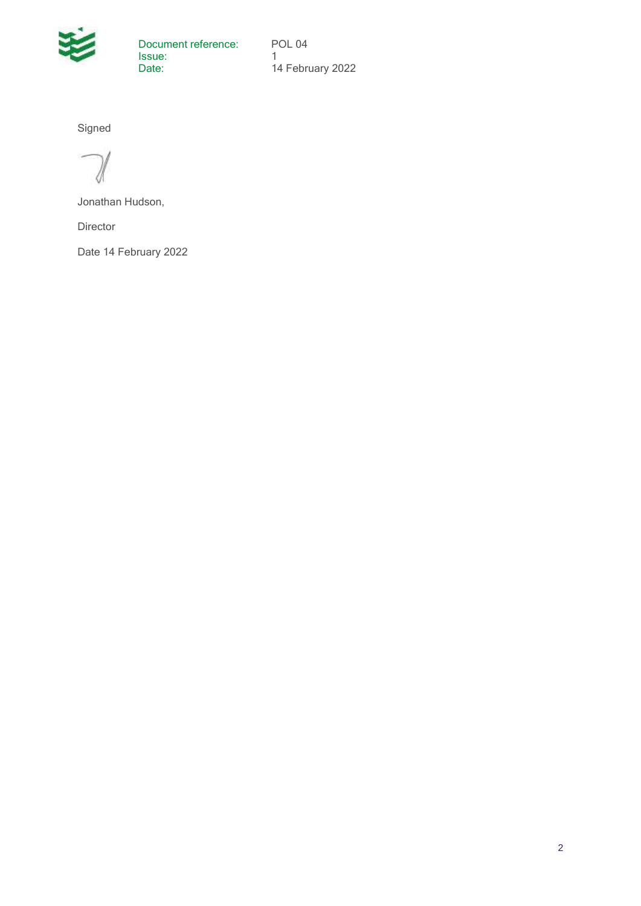Signed

Jonathan Hudson,

Director

Date 14 February 2022